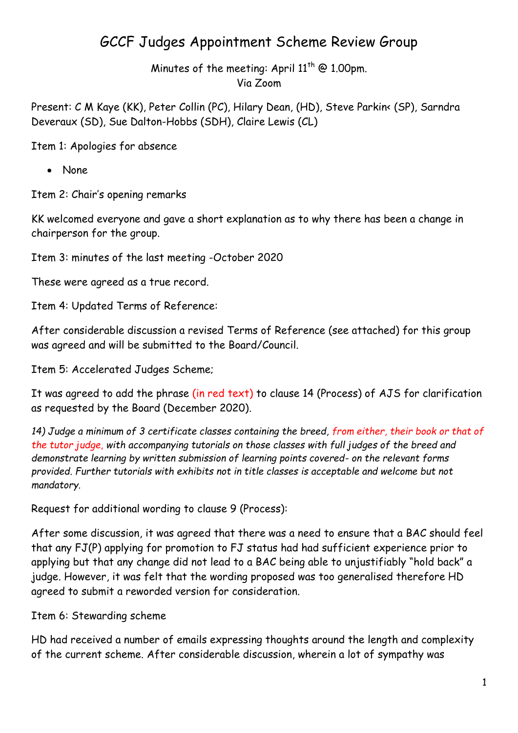# GCCF Judges Appointment Scheme Review Group

Minutes of the meeting: April 11th @ 1.00pm.
Via Zoom

Present: C M Kaye (KK), Peter Collin (PC), Hilary Dean, (HD), Steve Parkin< (SP), Sarndra Deveraux (SD), Sue Dalton-Hobbs (SDH), Claire Lewis (CL)

Item 1: Apologies for absence

- None

Item 2: Chair's opening remarks

KK welcomed everyone and gave a short explanation as to why there has been a change in chairperson for the group.

Item 3: minutes of the last meeting -October 2020

These were agreed as a true record.

Item 4: Updated Terms of Reference:

After considerable discussion a revised Terms of Reference (see attached) for this group was agreed and will be submitted to the Board/Council.

Item 5: Accelerated Judges Scheme;

It was agreed to add the phrase (in red text) to clause 14 (Process) of AJS for clarification as requested by the Board (December 2020).

*14) Judge a minimum of 3 certificate classes containing the breed, from either, their book or that of the tutor judge, with accompanying tutorials on those classes with full judges of the breed and demonstrate learning by written submission of learning points covered- on the relevant forms provided. Further tutorials with exhibits not in title classes is acceptable and welcome but not mandatory.*

Request for additional wording to clause 9 (Process):

After some discussion, it was agreed that there was a need to ensure that a BAC should feel that any FJ(P) applying for promotion to FJ status had had sufficient experience prior to applying but that any change did not lead to a BAC being able to unjustifiably "hold back" a judge. However, it was felt that the wording proposed was too generalised therefore HD agreed to submit a reworded version for consideration.

Item 6: Stewarding scheme

HD had received a number of emails expressing thoughts around the length and complexity of the current scheme. After considerable discussion, wherein a lot of sympathy was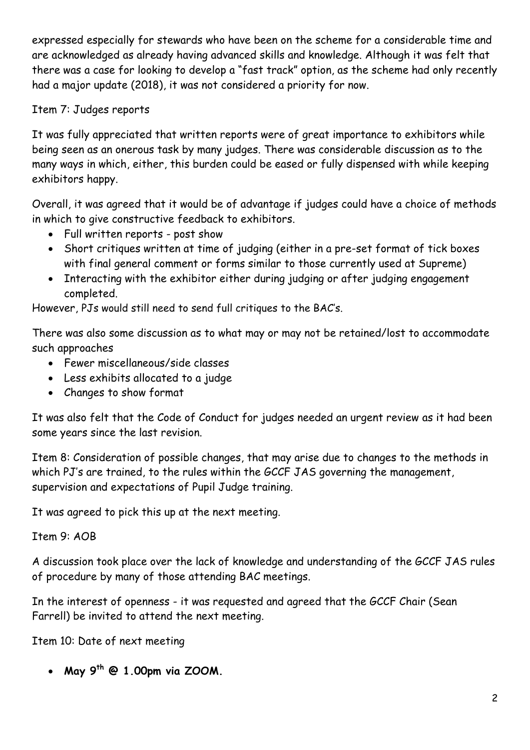expressed especially for stewards who have been on the scheme for a considerable time and are acknowledged as already having advanced skills and knowledge. Although it was felt that there was a case for looking to develop a "fast track" option, as the scheme had only recently had a major update (2018), it was not considered a priority for now.

Item 7: Judges reports

It was fully appreciated that written reports were of great importance to exhibitors while being seen as an onerous task by many judges. There was considerable discussion as to the many ways in which, either, this burden could be eased or fully dispensed with while keeping exhibitors happy.

Overall, it was agreed that it would be of advantage if judges could have a choice of methods in which to give constructive feedback to exhibitors.

- Full written reports - post show
- Short critiques written at time of judging (either in a pre-set format of tick boxes with final general comment or forms similar to those currently used at Supreme)
- Interacting with the exhibitor either during judging or after judging engagement completed.

However, PJs would still need to send full critiques to the BAC's.

There was also some discussion as to what may or may not be retained/lost to accommodate such approaches

- Fewer miscellaneous/side classes
- Less exhibits allocated to a judge
- Changes to show format

It was also felt that the Code of Conduct for judges needed an urgent review as it had been some years since the last revision.

Item 8: Consideration of possible changes, that may arise due to changes to the methods in which PJ's are trained, to the rules within the GCCF JAS governing the management, supervision and expectations of Pupil Judge training.

It was agreed to pick this up at the next meeting.

Item 9: AOB

A discussion took place over the lack of knowledge and understanding of the GCCF JAS rules of procedure by many of those attending BAC meetings.

In the interest of openness - it was requested and agreed that the GCCF Chair (Sean Farrell) be invited to attend the next meeting.

Item 10: Date of next meeting

- **May 9th @ 1.00pm via ZOOM.**